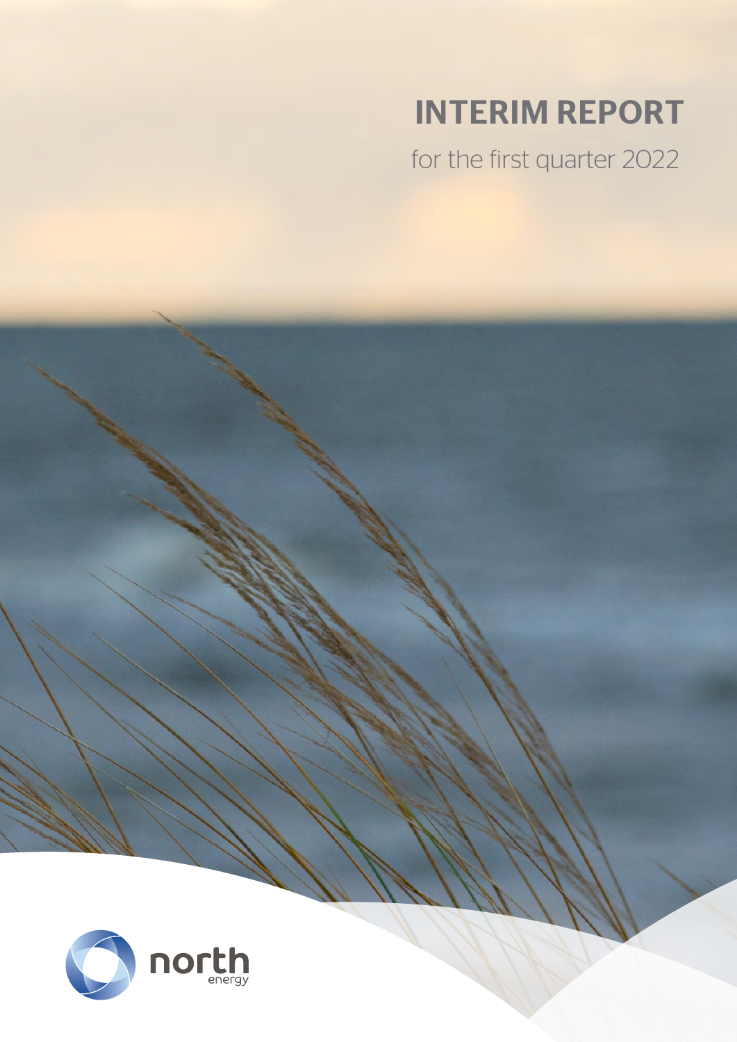# INTERIM REPORT

for the first quarter 2022

north
energy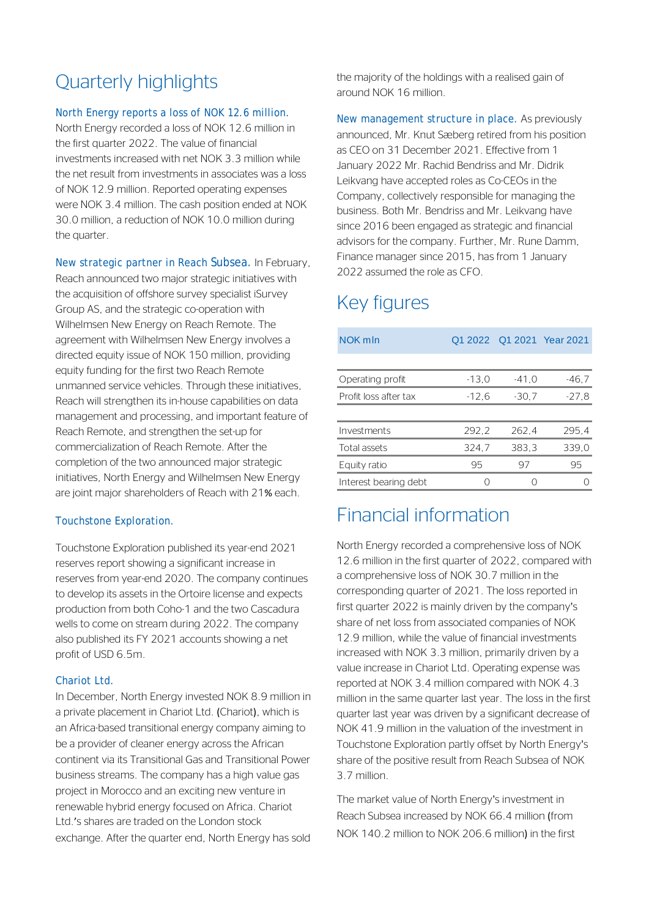# Quarterly highlights

**North Energy reports a loss of NOK 12.6 million.** North Energy recorded a loss of NOK 12.6 million in the first quarter 2022. The value of financial investments increased with net NOK 3.3 million while the net result from investments in associates was a loss of NOK 12.9 million. Reported operating expenses were NOK 3.4 million. The cash position ended at NOK 30.0 million, a reduction of NOK 10.0 million during the quarter.

**New strategic partner in Reach Subsea.** In February, Reach announced two major strategic initiatives with the acquisition of offshore survey specialist iSurvey Group AS, and the strategic co-operation with Wilhelmsen New Energy on Reach Remote. The agreement with Wilhelmsen New Energy involves a directed equity issue of NOK 150 million, providing equity funding for the first two Reach Remote unmanned service vehicles. Through these initiatives, Reach will strengthen its in-house capabilities on data management and processing, and important feature of Reach Remote, and strengthen the set-up for commercialization of Reach Remote. After the completion of the two announced major strategic initiatives, North Energy and Wilhelmsen New Energy are joint major shareholders of Reach with 21% each.

**Touchstone Exploration.**

Touchstone Exploration published its year-end 2021 reserves report showing a significant increase in reserves from year-end 2020. The company continues to develop its assets in the Ortoire license and expects production from both Coho-1 and the two Cascadura wells to come on stream during 2022. The company also published its FY 2021 accounts showing a net profit of USD 6.5m.

**Chariot Ltd.**
In December, North Energy invested NOK 8.9 million in a private placement in Chariot Ltd. (Chariot), which is an Africa-based transitional energy company aiming to be a provider of cleaner energy across the African continent via its Transitional Gas and Transitional Power business streams. The company has a high value gas project in Morocco and an exciting new venture in renewable hybrid energy focused on Africa. Chariot Ltd.'s shares are traded on the London stock exchange. After the quarter end, North Energy has sold the majority of the holdings with a realised gain of around NOK 16 million.

**New management structure in place.** As previously announced, Mr. Knut Sæberg retired from his position as CEO on 31 December 2021. Effective from 1 January 2022 Mr. Rachid Bendriss and Mr. Didrik Leikvang have accepted roles as Co-CEOs in the Company, collectively responsible for managing the business. Both Mr. Bendriss and Mr. Leikvang have since 2016 been engaged as strategic and financial advisors for the company. Further, Mr. Rune Damm, Finance manager since 2015, has from 1 January 2022 assumed the role as CFO.

# Key figures

| NOK mln | Q1 2022 | Q1 2021 | Year 2021 |
|---|---|---|---|
| Operating profit | -13,0 | -41,0 | -46,7 |
| Profit loss after tax | -12,6 | -30,7 | -27,8 |
| | | | |
| Investments | 292,2 | 262,4 | 295,4 |
| Total assets | 324,7 | 383,3 | 339,0 |
| Equity ratio | 95 | 97 | 95 |
| Interest bearing debt | 0 | 0 | 0 |

# Financial information

North Energy recorded a comprehensive loss of NOK 12.6 million in the first quarter of 2022, compared with a comprehensive loss of NOK 30.7 million in the corresponding quarter of 2021. The loss reported in first quarter 2022 is mainly driven by the company's share of net loss from associated companies of NOK 12.9 million, while the value of financial investments increased with NOK 3.3 million, primarily driven by a value increase in Chariot Ltd. Operating expense was reported at NOK 3.4 million compared with NOK 4.3 million in the same quarter last year. The loss in the first quarter last year was driven by a significant decrease of NOK 41.9 million in the valuation of the investment in Touchstone Exploration partly offset by North Energy's share of the positive result from Reach Subsea of NOK 3.7 million.

The market value of North Energy's investment in Reach Subsea increased by NOK 66.4 million (from NOK 140.2 million to NOK 206.6 million) in the first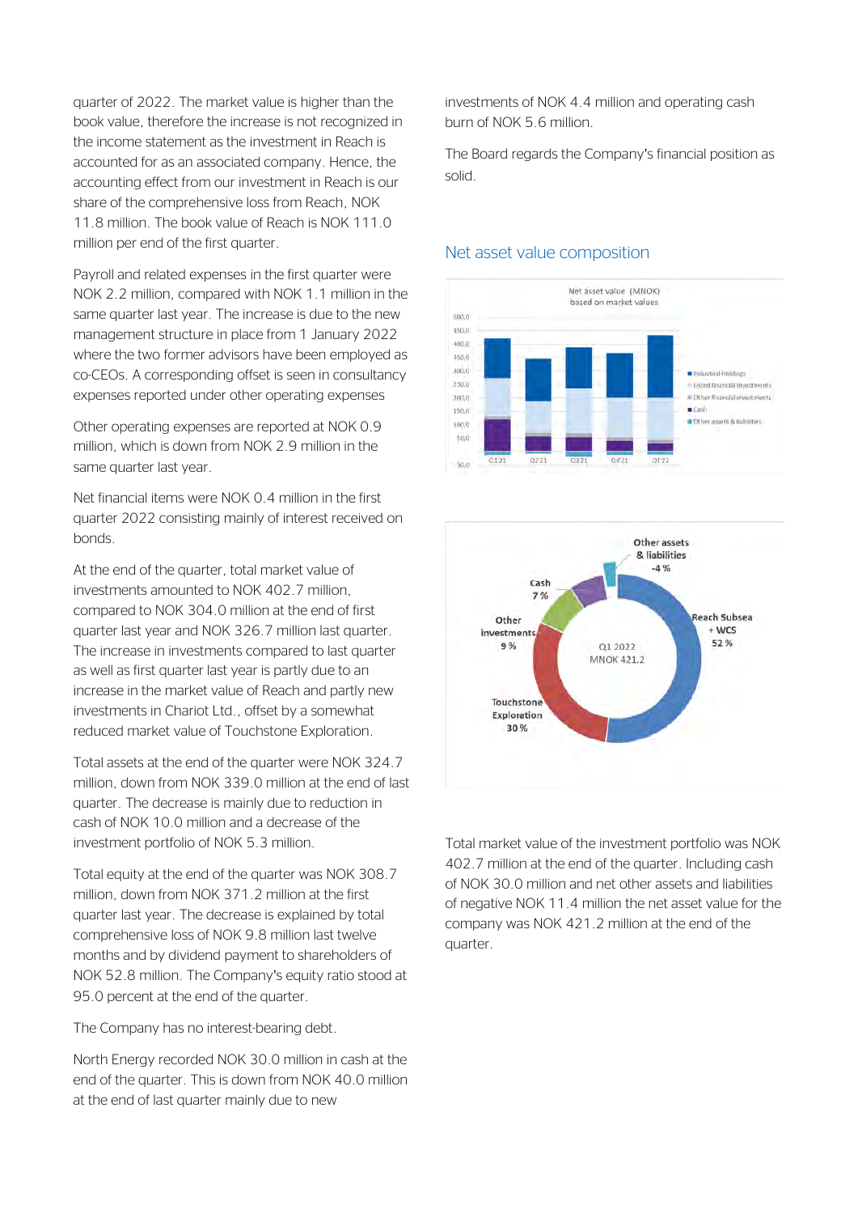quarter of 2022. The market value is higher than the book value, therefore the increase is not recognized in the income statement as the investment in Reach is accounted for as an associated company. Hence, the accounting effect from our investment in Reach is our share of the comprehensive loss from Reach, NOK 11.8 million. The book value of Reach is NOK 111.0 million per end of the first quarter.

Payroll and related expenses in the first quarter were NOK 2.2 million, compared with NOK 1.1 million in the same quarter last year. The increase is due to the new management structure in place from 1 January 2022 where the two former advisors have been employed as co-CEOs. A corresponding offset is seen in consultancy expenses reported under other operating expenses

Other operating expenses are reported at NOK 0.9 million, which is down from NOK 2.9 million in the same quarter last year.

Net financial items were NOK 0.4 million in the first quarter 2022 consisting mainly of interest received on bonds.

At the end of the quarter, total market value of investments amounted to NOK 402.7 million, compared to NOK 304.0 million at the end of first quarter last year and NOK 326.7 million last quarter. The increase in investments compared to last quarter as well as first quarter last year is partly due to an increase in the market value of Reach and partly new investments in Chariot Ltd., offset by a somewhat reduced market value of Touchstone Exploration.

Total assets at the end of the quarter were NOK 324.7 million, down from NOK 339.0 million at the end of last quarter. The decrease is mainly due to reduction in cash of NOK 10.0 million and a decrease of the investment portfolio of NOK 5.3 million.

Total equity at the end of the quarter was NOK 308.7 million, down from NOK 371.2 million at the first quarter last year. The decrease is explained by total comprehensive loss of NOK 9.8 million last twelve months and by dividend payment to shareholders of NOK 52.8 million. The Company's equity ratio stood at 95.0 percent at the end of the quarter.

The Company has no interest-bearing debt.

North Energy recorded NOK 30.0 million in cash at the end of the quarter. This is down from NOK 40.0 million at the end of last quarter mainly due to new investments of NOK 4.4 million and operating cash burn of NOK 5.6 million.

The Board regards the Company's financial position as solid.

## Net asset value composition

Total market value of the investment portfolio was NOK 402.7 million at the end of the quarter. Including cash of NOK 30.0 million and net other assets and liabilities of negative NOK 11.4 million the net asset value for the company was NOK 421.2 million at the end of the quarter.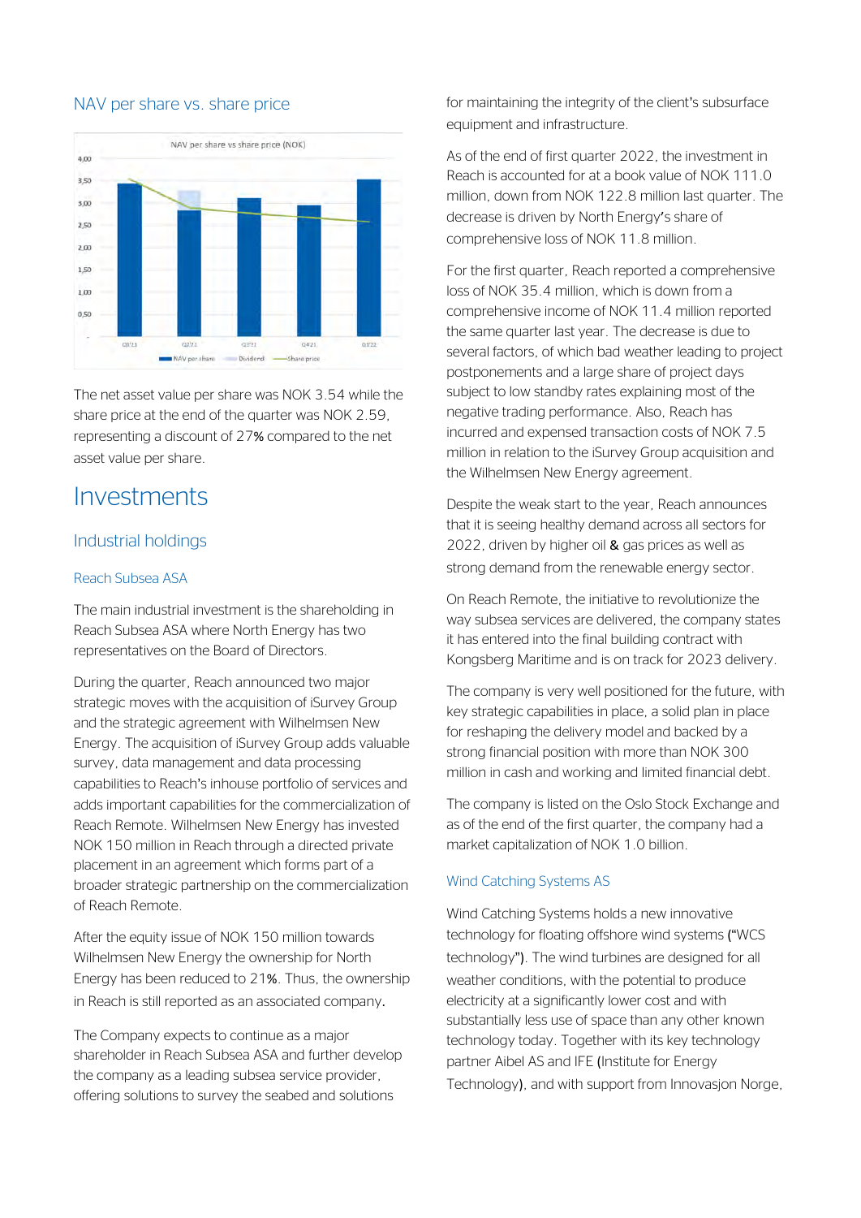## NAV per share vs. share price

The net asset value per share was NOK 3.54 while the share price at the end of the quarter was NOK 2.59, representing a discount of 27% compared to the net asset value per share.

# Investments

## Industrial holdings

### Reach Subsea ASA

The main industrial investment is the shareholding in Reach Subsea ASA where North Energy has two representatives on the Board of Directors.

During the quarter, Reach announced two major strategic moves with the acquisition of iSurvey Group and the strategic agreement with Wilhelmsen New Energy. The acquisition of iSurvey Group adds valuable survey, data management and data processing capabilities to Reach's inhouse portfolio of services and adds important capabilities for the commercialization of Reach Remote. Wilhelmsen New Energy has invested NOK 150 million in Reach through a directed private placement in an agreement which forms part of a broader strategic partnership on the commercialization of Reach Remote.

After the equity issue of NOK 150 million towards Wilhelmsen New Energy the ownership for North Energy has been reduced to 21%. Thus, the ownership in Reach is still reported as an associated company.

The Company expects to continue as a major shareholder in Reach Subsea ASA and further develop the company as a leading subsea service provider, offering solutions to survey the seabed and solutions for maintaining the integrity of the client's subsurface equipment and infrastructure.

As of the end of first quarter 2022, the investment in Reach is accounted for at a book value of NOK 111.0 million, down from NOK 122.8 million last quarter. The decrease is driven by North Energy's share of comprehensive loss of NOK 11.8 million.

For the first quarter, Reach reported a comprehensive loss of NOK 35.4 million, which is down from a comprehensive income of NOK 11.4 million reported the same quarter last year. The decrease is due to several factors, of which bad weather leading to project postponements and a large share of project days subject to low standby rates explaining most of the negative trading performance. Also, Reach has incurred and expensed transaction costs of NOK 7.5 million in relation to the iSurvey Group acquisition and the Wilhelmsen New Energy agreement.

Despite the weak start to the year, Reach announces that it is seeing healthy demand across all sectors for 2022, driven by higher oil & gas prices as well as strong demand from the renewable energy sector.

On Reach Remote, the initiative to revolutionize the way subsea services are delivered, the company states it has entered into the final building contract with Kongsberg Maritime and is on track for 2023 delivery.

The company is very well positioned for the future, with key strategic capabilities in place, a solid plan in place for reshaping the delivery model and backed by a strong financial position with more than NOK 300 million in cash and working and limited financial debt.

The company is listed on the Oslo Stock Exchange and as of the end of the first quarter, the company had a market capitalization of NOK 1.0 billion.

### Wind Catching Systems AS

Wind Catching Systems holds a new innovative technology for floating offshore wind systems ("WCS technology"). The wind turbines are designed for all weather conditions, with the potential to produce electricity at a significantly lower cost and with substantially less use of space than any other known technology today. Together with its key technology partner Aibel AS and IFE (Institute for Energy Technology), and with support from Innovasjon Norge,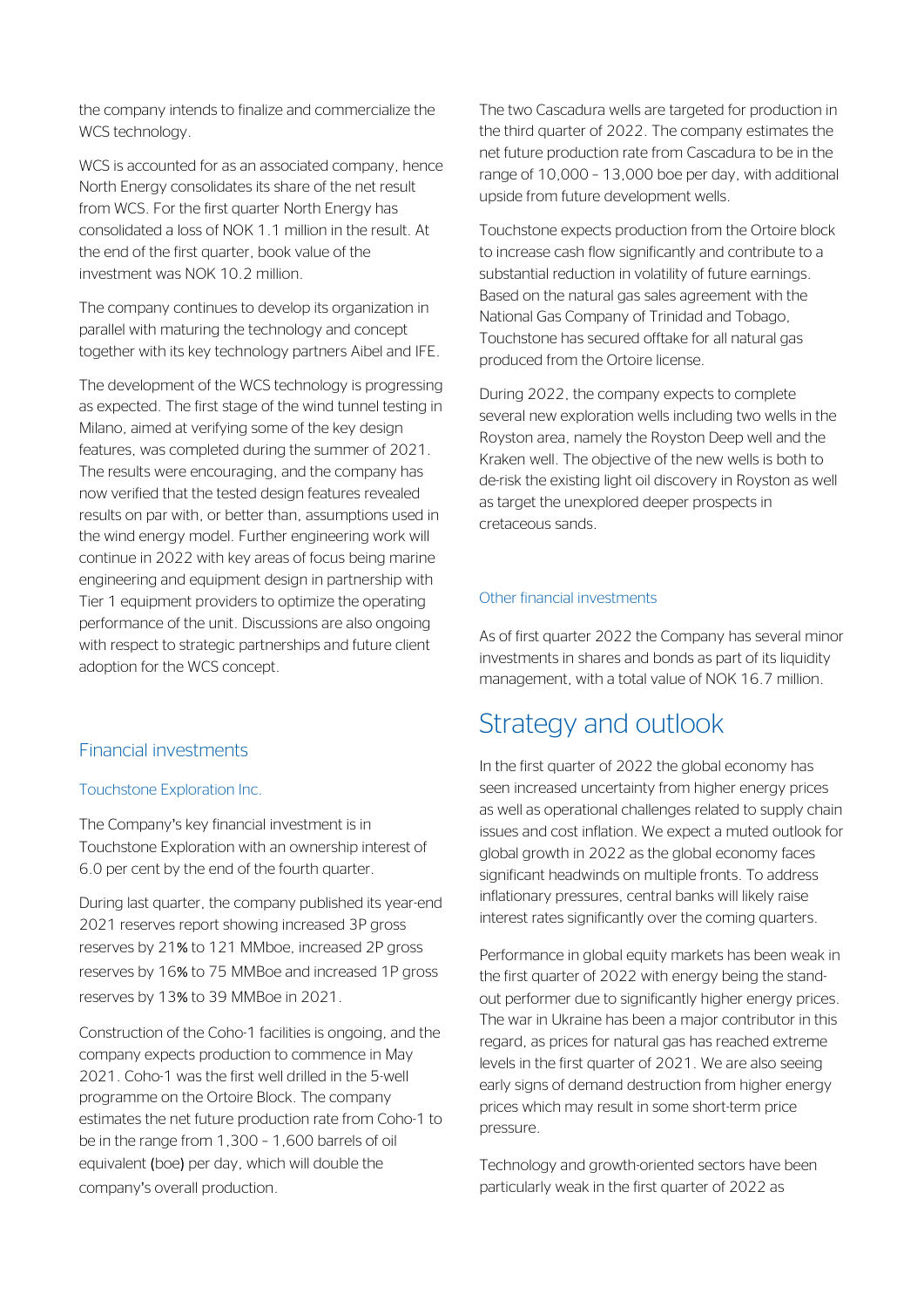the company intends to finalize and commercialize the WCS technology.

WCS is accounted for as an associated company, hence North Energy consolidates its share of the net result from WCS. For the first quarter North Energy has consolidated a loss of NOK 1.1 million in the result. At the end of the first quarter, book value of the investment was NOK 10.2 million.

The company continues to develop its organization in parallel with maturing the technology and concept together with its key technology partners Aibel and IFE.

The development of the WCS technology is progressing as expected. The first stage of the wind tunnel testing in Milano, aimed at verifying some of the key design features, was completed during the summer of 2021. The results were encouraging, and the company has now verified that the tested design features revealed results on par with, or better than, assumptions used in the wind energy model. Further engineering work will continue in 2022 with key areas of focus being marine engineering and equipment design in partnership with Tier 1 equipment providers to optimize the operating performance of the unit. Discussions are also ongoing with respect to strategic partnerships and future client adoption for the WCS concept.

## Financial investments

### Touchstone Exploration Inc.

The Company's key financial investment is in Touchstone Exploration with an ownership interest of 6.0 per cent by the end of the fourth quarter.

During last quarter, the company published its year-end 2021 reserves report showing increased 3P gross reserves by 21% to 121 MMboe, increased 2P gross reserves by 16% to 75 MMBoe and increased 1P gross reserves by 13% to 39 MMBoe in 2021.

Construction of the Coho-1 facilities is ongoing, and the company expects production to commence in May 2021. Coho-1 was the first well drilled in the 5-well programme on the Ortoire Block. The company estimates the net future production rate from Coho-1 to be in the range from 1,300 – 1,600 barrels of oil equivalent (boe) per day, which will double the company's overall production.

The two Cascadura wells are targeted for production in the third quarter of 2022. The company estimates the net future production rate from Cascadura to be in the range of 10,000 – 13,000 boe per day, with additional upside from future development wells.

Touchstone expects production from the Ortoire block to increase cash flow significantly and contribute to a substantial reduction in volatility of future earnings. Based on the natural gas sales agreement with the National Gas Company of Trinidad and Tobago, Touchstone has secured offtake for all natural gas produced from the Ortoire license.

During 2022, the company expects to complete several new exploration wells including two wells in the Royston area, namely the Royston Deep well and the Kraken well. The objective of the new wells is both to de-risk the existing light oil discovery in Royston as well as target the unexplored deeper prospects in cretaceous sands.

### Other financial investments

As of first quarter 2022 the Company has several minor investments in shares and bonds as part of its liquidity management, with a total value of NOK 16.7 million.

# Strategy and outlook

In the first quarter of 2022 the global economy has seen increased uncertainty from higher energy prices as well as operational challenges related to supply chain issues and cost inflation. We expect a muted outlook for global growth in 2022 as the global economy faces significant headwinds on multiple fronts. To address inflationary pressures, central banks will likely raise interest rates significantly over the coming quarters.

Performance in global equity markets has been weak in the first quarter of 2022 with energy being the stand-out performer due to significantly higher energy prices. The war in Ukraine has been a major contributor in this regard, as prices for natural gas has reached extreme levels in the first quarter of 2021. We are also seeing early signs of demand destruction from higher energy prices which may result in some short-term price pressure.

Technology and growth-oriented sectors have been particularly weak in the first quarter of 2022 as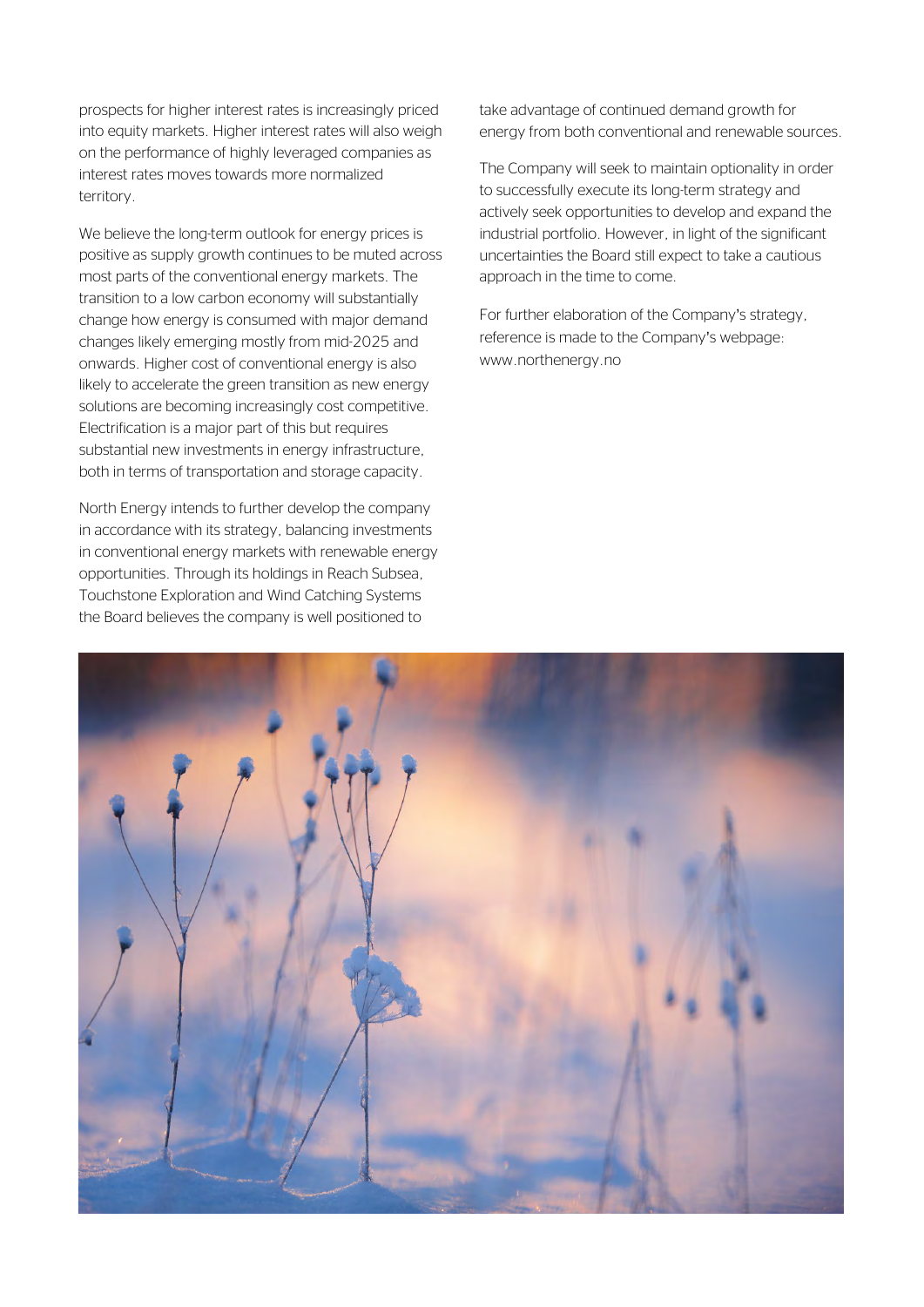prospects for higher interest rates is increasingly priced into equity markets. Higher interest rates will also weigh on the performance of highly leveraged companies as interest rates moves towards more normalized territory.

We believe the long-term outlook for energy prices is positive as supply growth continues to be muted across most parts of the conventional energy markets. The transition to a low carbon economy will substantially change how energy is consumed with major demand changes likely emerging mostly from mid-2025 and onwards. Higher cost of conventional energy is also likely to accelerate the green transition as new energy solutions are becoming increasingly cost competitive. Electrification is a major part of this but requires substantial new investments in energy infrastructure, both in terms of transportation and storage capacity.

North Energy intends to further develop the company in accordance with its strategy, balancing investments in conventional energy markets with renewable energy opportunities. Through its holdings in Reach Subsea, Touchstone Exploration and Wind Catching Systems the Board believes the company is well positioned to take advantage of continued demand growth for energy from both conventional and renewable sources.

The Company will seek to maintain optionality in order to successfully execute its long-term strategy and actively seek opportunities to develop and expand the industrial portfolio. However, in light of the significant uncertainties the Board still expect to take a cautious approach in the time to come.

For further elaboration of the Company's strategy, reference is made to the Company's webpage: www.northenergy.no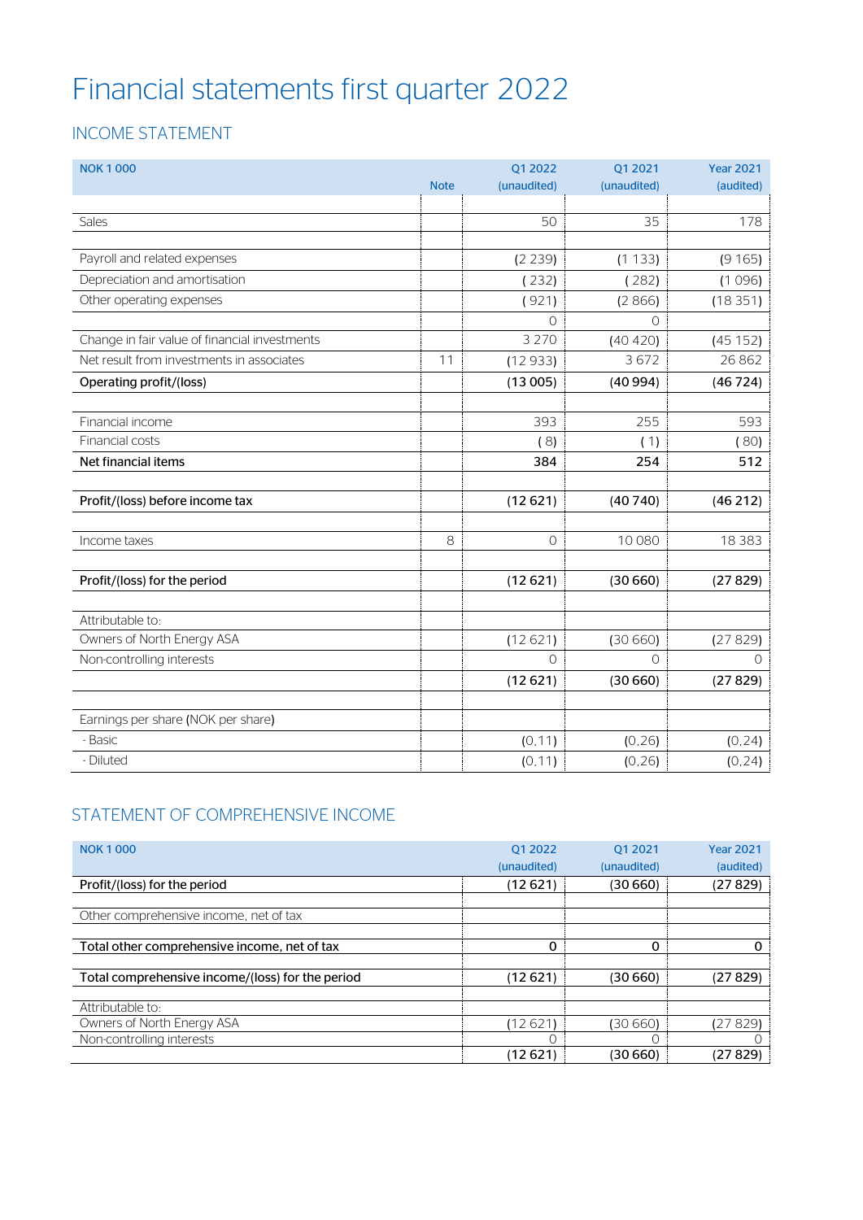# Financial statements first quarter 2022

## INCOME STATEMENT

| NOK 1 000 | Note | Q1 2022 (unaudited) | Q1 2021 (unaudited) | Year 2021 (audited) |
|---|---|---|---|---|
| Sales | | 50 | 35 | 178 |
| Payroll and related expenses | | (2 239) | (1 133) | (9 165) |
| Depreciation and amortisation | | ( 232) | ( 282) | (1 096) |
| Other operating expenses | | ( 921) | (2 866) | (18 351) |
| | | 0 | 0 | |
| Change in fair value of financial investments | | 3 270 | (40 420) | (45 152) |
| Net result from investments in associates | 11 | (12 933) | 3 672 | 26 862 |
| **Operating profit/(loss)** | | **(13 005)** | **(40 994)** | **(46 724)** |
| Financial income | | 393 | 255 | 593 |
| Financial costs | | ( 8) | ( 1) | ( 80) |
| **Net financial items** | | **384** | **254** | **512** |
| **Profit/(loss) before income tax** | | **(12 621)** | **(40 740)** | **(46 212)** |
| Income taxes | 8 | 0 | 10 080 | 18 383 |
| **Profit/(loss) for the period** | | **(12 621)** | **(30 660)** | **(27 829)** |
| Attributable to: | | | | |
| Owners of North Energy ASA | | (12 621) | (30 660) | (27 829) |
| Non-controlling interests | | 0 | 0 | 0 |
| | | **(12 621)** | **(30 660)** | **(27 829)** |
| Earnings per share (NOK per share) | | | | |
| - Basic | | (0,11) | (0,26) | (0,24) |
| - Diluted | | (0,11) | (0,26) | (0,24) |

## STATEMENT OF COMPREHENSIVE INCOME

| NOK 1 000 | Q1 2022 (unaudited) | Q1 2021 (unaudited) | Year 2021 (audited) |
|---|---|---|---|
| **Profit/(loss) for the period** | **(12 621)** | **(30 660)** | **(27 829)** |
| Other comprehensive income, net of tax | | | |
| **Total other comprehensive income, net of tax** | **0** | **0** | **0** |
| **Total comprehensive income/(loss) for the period** | **(12 621)** | **(30 660)** | **(27 829)** |
| Attributable to: | | | |
| Owners of North Energy ASA | (12 621) | (30 660) | (27 829) |
| Non-controlling interests | 0 | 0 | 0 |
| | **(12 621)** | **(30 660)** | **(27 829)** |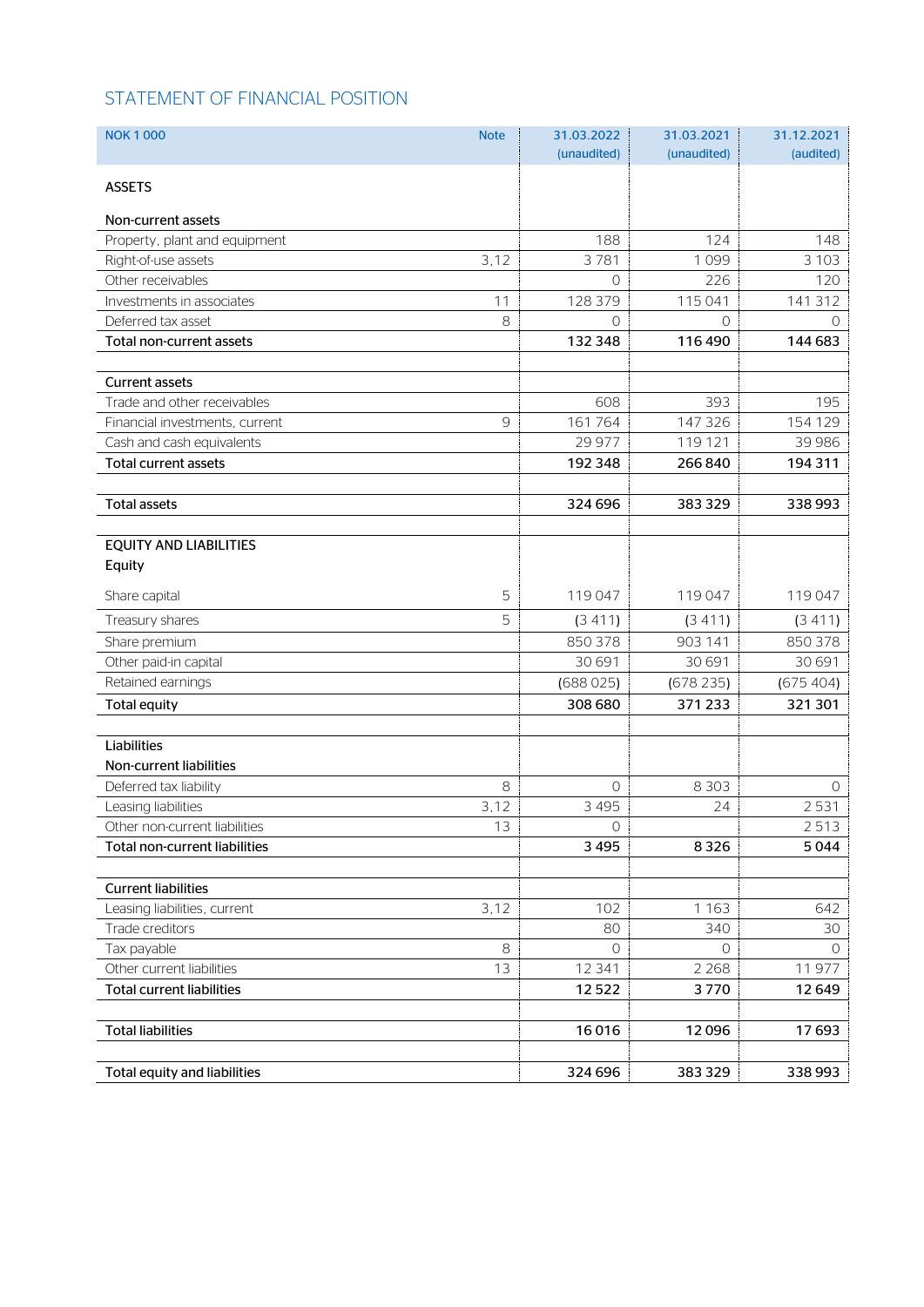## STATEMENT OF FINANCIAL POSITION

| NOK 1 000 | Note | 31.03.2022 (unaudited) | 31.03.2021 (unaudited) | 31.12.2021 (audited) |
|---|---|---|---|---|
| **ASSETS** | | | | |
| **Non-current assets** | | | | |
| Property, plant and equipment | | 188 | 124 | 148 |
| Right-of-use assets | 3,12 | 3 781 | 1 099 | 3 103 |
| Other receivables | | 0 | 226 | 120 |
| Investments in associates | 11 | 128 379 | 115 041 | 141 312 |
| Deferred tax asset | 8 | 0 | 0 | 0 |
| **Total non-current assets** | | **132 348** | **116 490** | **144 683** |
| | | | | |
| **Current assets** | | | | |
| Trade and other receivables | | 608 | 393 | 195 |
| Financial investments, current | 9 | 161 764 | 147 326 | 154 129 |
| Cash and cash equivalents | | 29 977 | 119 121 | 39 986 |
| **Total current assets** | | **192 348** | **266 840** | **194 311** |
| | | | | |
| **Total assets** | | **324 696** | **383 329** | **338 993** |
| | | | | |
| **EQUITY AND LIABILITIES** | | | | |
| **Equity** | | | | |
| Share capital | 5 | 119 047 | 119 047 | 119 047 |
| Treasury shares | 5 | (3 411) | (3 411) | (3 411) |
| Share premium | | 850 378 | 903 141 | 850 378 |
| Other paid-in capital | | 30 691 | 30 691 | 30 691 |
| Retained earnings | | (688 025) | (678 235) | (675 404) |
| **Total equity** | | **308 680** | **371 233** | **321 301** |
| | | | | |
| **Liabilities** | | | | |
| **Non-current liabilities** | | | | |
| Deferred tax liability | 8 | 0 | 8 303 | 0 |
| Leasing liabilities | 3,12 | 3 495 | 24 | 2 531 |
| Other non-current liabilities | 13 | 0 | | 2 513 |
| **Total non-current liabilities** | | **3 495** | **8 326** | **5 044** |
| | | | | |
| **Current liabilities** | | | | |
| Leasing liabilities, current | 3,12 | 102 | 1 163 | 642 |
| Trade creditors | | 80 | 340 | 30 |
| Tax payable | 8 | 0 | 0 | 0 |
| Other current liabilities | 13 | 12 341 | 2 268 | 11 977 |
| **Total current liabilities** | | **12 522** | **3 770** | **12 649** |
| | | | | |
| **Total liabilities** | | **16 016** | **12 096** | **17 693** |
| | | | | |
| **Total equity and liabilities** | | **324 696** | **383 329** | **338 993** |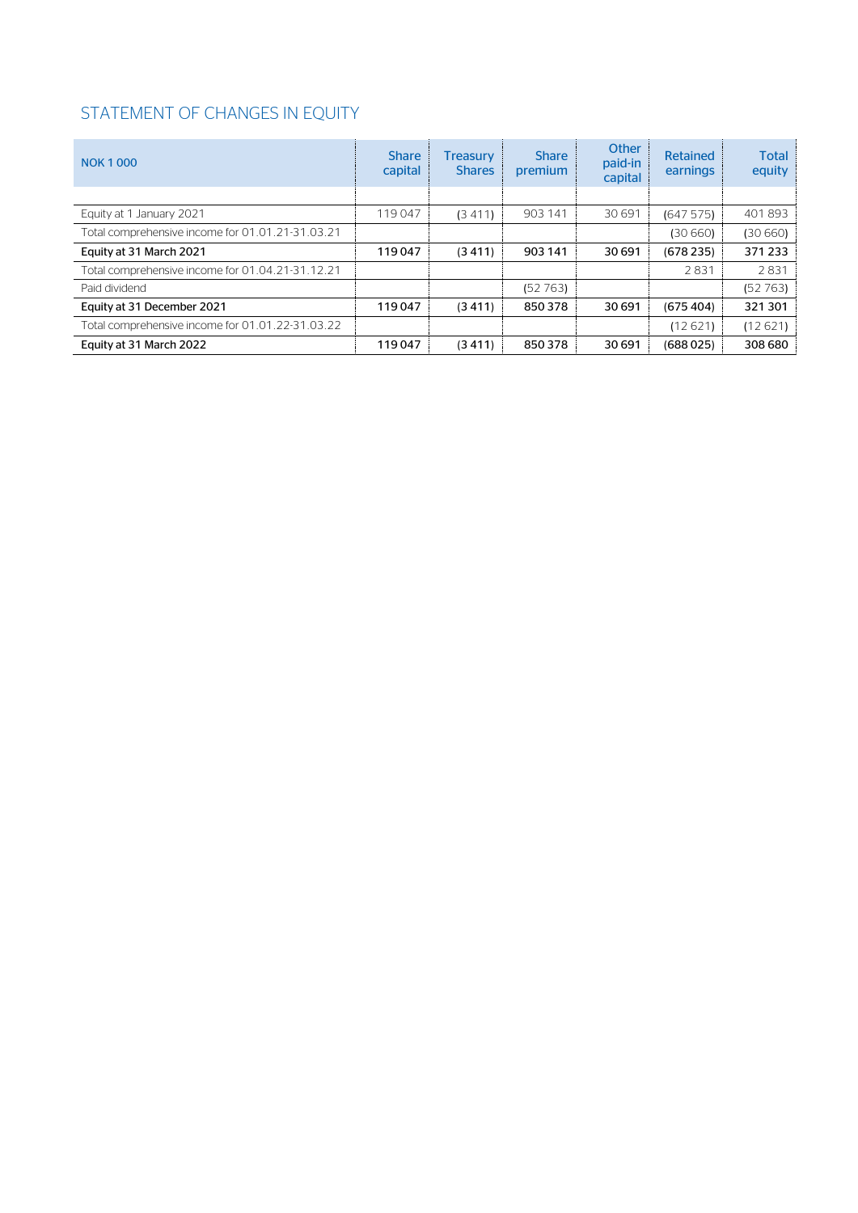## STATEMENT OF CHANGES IN EQUITY

| NOK 1 000 | Share capital | Treasury Shares | Share premium | Other paid-in capital | Retained earnings | Total equity |
|---|---|---|---|---|---|---|
| Equity at 1 January 2021 | 119 047 | (3 411) | 903 141 | 30 691 | (647 575) | 401 893 |
| Total comprehensive income for 01.01.21-31.03.21 | | | | | (30 660) | (30 660) |
| **Equity at 31 March 2021** | **119 047** | **(3 411)** | **903 141** | **30 691** | **(678 235)** | **371 233** |
| Total comprehensive income for 01.04.21-31.12.21 | | | | | 2 831 | 2 831 |
| Paid dividend | | | (52 763) | | | (52 763) |
| **Equity at 31 December 2021** | **119 047** | **(3 411)** | **850 378** | **30 691** | **(675 404)** | **321 301** |
| Total comprehensive income for 01.01.22-31.03.22 | | | | | (12 621) | (12 621) |
| **Equity at 31 March 2022** | **119 047** | **(3 411)** | **850 378** | **30 691** | **(688 025)** | **308 680** |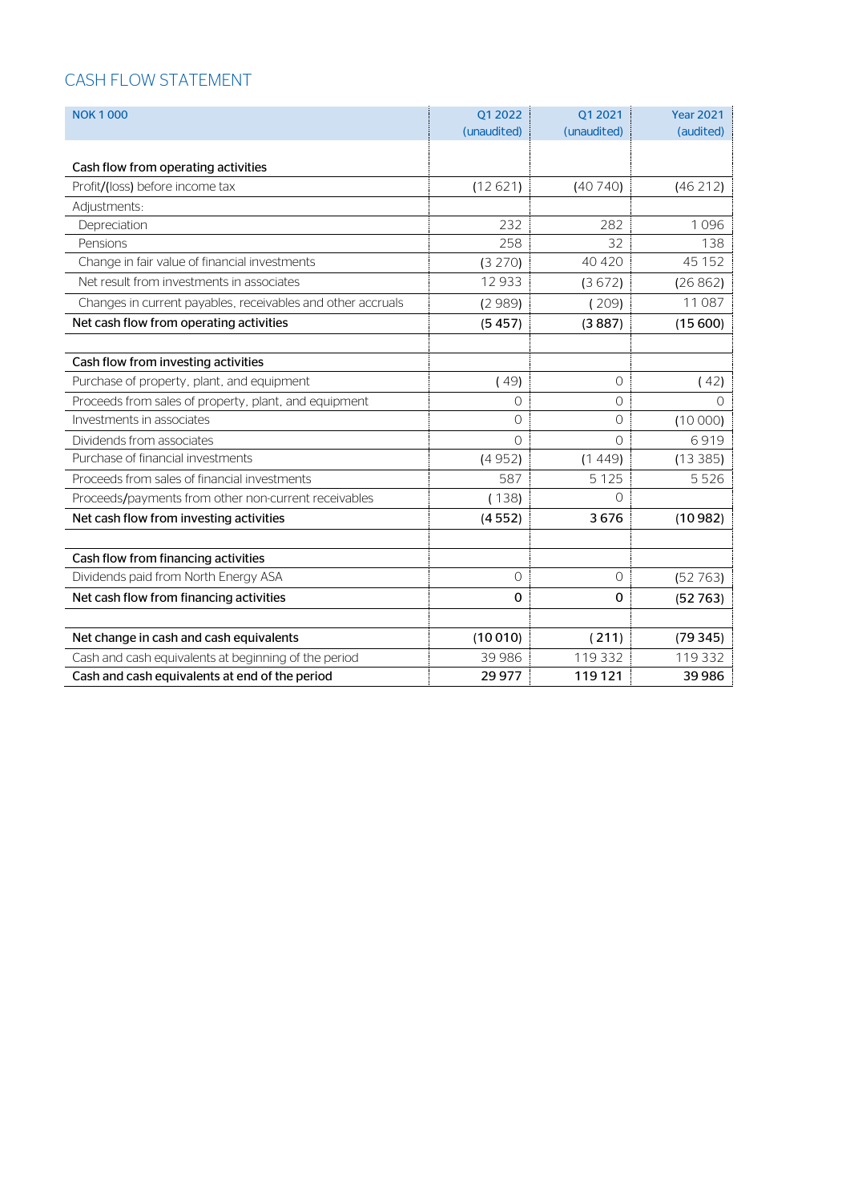## CASH FLOW STATEMENT

| NOK 1 000 | Q1 2022 (unaudited) | Q1 2021 (unaudited) | Year 2021 (audited) |
|---|---|---|---|
| **Cash flow from operating activities** | | | |
| Profit/(loss) before income tax | (12 621) | (40 740) | (46 212) |
| Adjustments: | | | |
| Depreciation | 232 | 282 | 1 096 |
| Pensions | 258 | 32 | 138 |
| Change in fair value of financial investments | (3 270) | 40 420 | 45 152 |
| Net result from investments in associates | 12 933 | (3 672) | (26 862) |
| Changes in current payables, receivables and other accruals | (2 989) | ( 209) | 11 087 |
| **Net cash flow from operating activities** | **(5 457)** | **(3 887)** | **(15 600)** |
| | | | |
| **Cash flow from investing activities** | | | |
| Purchase of property, plant, and equipment | ( 49) | 0 | ( 42) |
| Proceeds from sales of property, plant, and equipment | 0 | 0 | 0 |
| Investments in associates | 0 | 0 | (10 000) |
| Dividends from associates | 0 | 0 | 6 919 |
| Purchase of financial investments | (4 952) | (1 449) | (13 385) |
| Proceeds from sales of financial investments | 587 | 5 125 | 5 526 |
| Proceeds/payments from other non-current receivables | ( 138) | 0 | |
| **Net cash flow from investing activities** | **(4 552)** | **3 676** | **(10 982)** |
| | | | |
| **Cash flow from financing activities** | | | |
| Dividends paid from North Energy ASA | 0 | 0 | (52 763) |
| **Net cash flow from financing activities** | **0** | **0** | **(52 763)** |
| | | | |
| **Net change in cash and cash equivalents** | **(10 010)** | **( 211)** | **(79 345)** |
| Cash and cash equivalents at beginning of the period | 39 986 | 119 332 | 119 332 |
| **Cash and cash equivalents at end of the period** | **29 977** | **119 121** | **39 986** |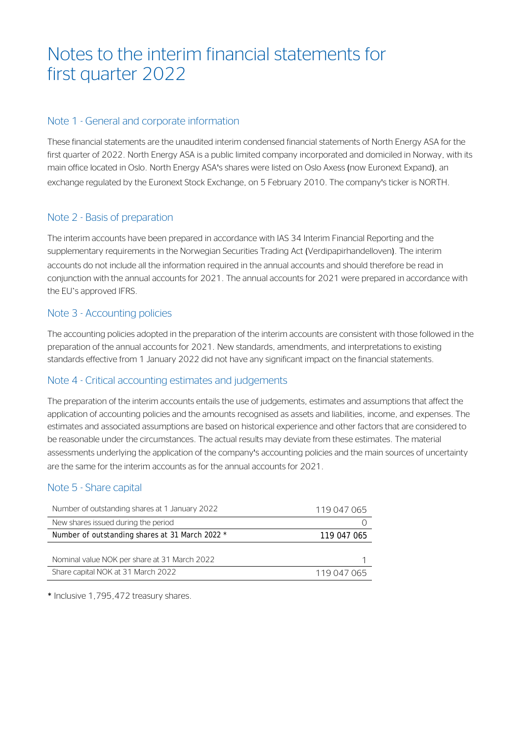# Notes to the interim financial statements for first quarter 2022

## Note 1 - General and corporate information

These financial statements are the unaudited interim condensed financial statements of North Energy ASA for the first quarter of 2022. North Energy ASA is a public limited company incorporated and domiciled in Norway, with its main office located in Oslo. North Energy ASA's shares were listed on Oslo Axess (now Euronext Expand), an exchange regulated by the Euronext Stock Exchange, on 5 February 2010. The company's ticker is NORTH.

## Note 2 - Basis of preparation

The interim accounts have been prepared in accordance with IAS 34 Interim Financial Reporting and the supplementary requirements in the Norwegian Securities Trading Act (Verdipapirhandelloven). The interim accounts do not include all the information required in the annual accounts and should therefore be read in conjunction with the annual accounts for 2021. The annual accounts for 2021 were prepared in accordance with the EU's approved IFRS.

## Note 3 - Accounting policies

The accounting policies adopted in the preparation of the interim accounts are consistent with those followed in the preparation of the annual accounts for 2021. New standards, amendments, and interpretations to existing standards effective from 1 January 2022 did not have any significant impact on the financial statements.

## Note 4 - Critical accounting estimates and judgements

The preparation of the interim accounts entails the use of judgements, estimates and assumptions that affect the application of accounting policies and the amounts recognised as assets and liabilities, income, and expenses. The estimates and associated assumptions are based on historical experience and other factors that are considered to be reasonable under the circumstances. The actual results may deviate from these estimates. The material assessments underlying the application of the company's accounting policies and the main sources of uncertainty are the same for the interim accounts as for the annual accounts for 2021.

## Note 5 - Share capital

| | |
|---|---:|
| Number of outstanding shares at 1 January 2022 | 119 047 065 |
| New shares issued during the period | 0 |
| **Number of outstanding shares at 31 March 2022 *** | **119 047 065** |
| | |
| Nominal value NOK per share at 31 March 2022 | 1 |
| Share capital NOK at 31 March 2022 | 119 047 065 |

* Inclusive 1,795,472 treasury shares.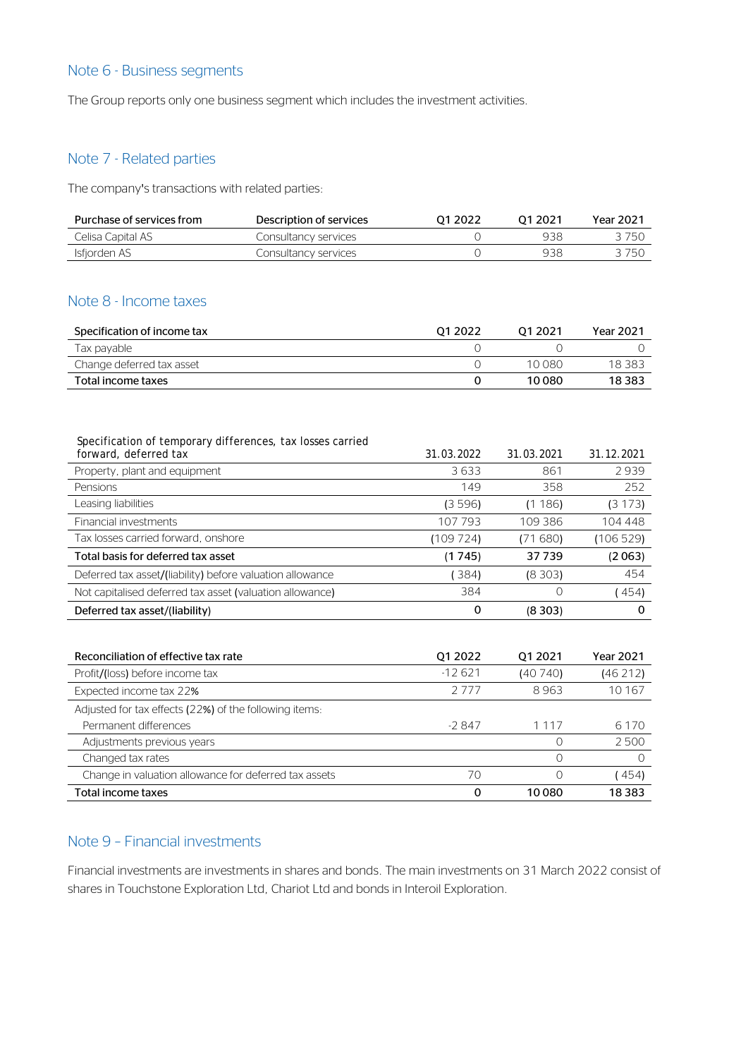## Note 6 - Business segments

The Group reports only one business segment which includes the investment activities.

## Note 7 - Related parties

The company's transactions with related parties:

| Purchase of services from | Description of services | Q1 2022 | Q1 2021 | Year 2021 |
|---|---|---|---|---|
| Celisa Capital AS | Consultancy services | 0 | 938 | 3 750 |
| Isfjorden AS | Consultancy services | 0 | 938 | 3 750 |

## Note 8 - Income taxes

| Specification of income tax | Q1 2022 | Q1 2021 | Year 2021 |
|---|---|---|---|
| Tax payable | 0 | 0 | 0 |
| Change deferred tax asset | 0 | 10 080 | 18 383 |
| **Total income taxes** | **0** | **10 080** | **18 383** |

| Specification of temporary differences, tax losses carried forward, deferred tax | 31.03.2022 | 31.03.2021 | 31.12.2021 |
|---|---|---|---|
| Property, plant and equipment | 3 633 | 861 | 2 939 |
| Pensions | 149 | 358 | 252 |
| Leasing liabilities | (3 596) | (1 186) | (3 173) |
| Financial investments | 107 793 | 109 386 | 104 448 |
| Tax losses carried forward, onshore | (109 724) | (71 680) | (106 529) |
| **Total basis for deferred tax asset** | **(1 745)** | **37 739** | **(2 063)** |
| Deferred tax asset/(liability) before valuation allowance | ( 384) | (8 303) | 454 |
| Not capitalised deferred tax asset (valuation allowance) | 384 | 0 | ( 454) |
| **Deferred tax asset/(liability)** | **0** | **(8 303)** | **0** |

| Reconciliation of effective tax rate | Q1 2022 | Q1 2021 | Year 2021 |
|---|---|---|---|
| Profit/(loss) before income tax | -12 621 | (40 740) | (46 212) |
| Expected income tax 22% | 2 777 | 8 963 | 10 167 |
| Adjusted for tax effects (22%) of the following items: | | | |
| Permanent differences | -2 847 | 1 117 | 6 170 |
| Adjustments previous years | | 0 | 2 500 |
| Changed tax rates | | 0 | 0 |
| Change in valuation allowance for deferred tax assets | 70 | 0 | ( 454) |
| **Total income taxes** | **0** | **10 080** | **18 383** |

## Note 9 – Financial investments

Financial investments are investments in shares and bonds. The main investments on 31 March 2022 consist of shares in Touchstone Exploration Ltd, Chariot Ltd and bonds in Interoil Exploration.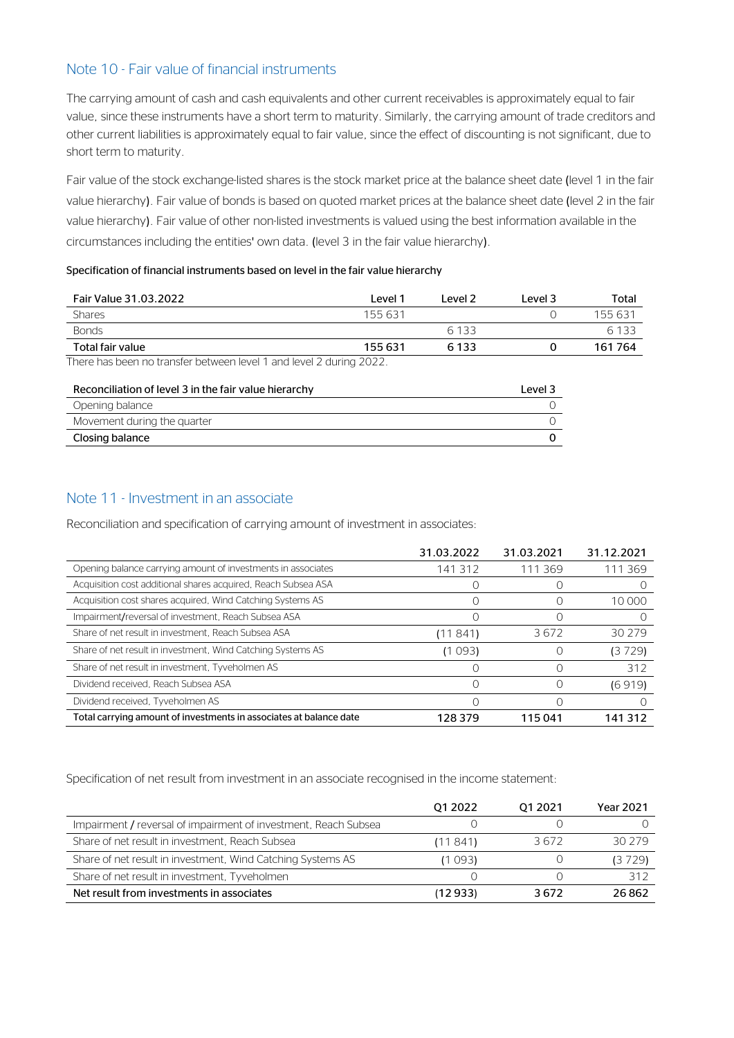## Note 10 - Fair value of financial instruments

The carrying amount of cash and cash equivalents and other current receivables is approximately equal to fair value, since these instruments have a short term to maturity. Similarly, the carrying amount of trade creditors and other current liabilities is approximately equal to fair value, since the effect of discounting is not significant, due to short term to maturity.

Fair value of the stock exchange-listed shares is the stock market price at the balance sheet date (level 1 in the fair value hierarchy). Fair value of bonds is based on quoted market prices at the balance sheet date (level 2 in the fair value hierarchy). Fair value of other non-listed investments is valued using the best information available in the circumstances including the entities' own data. (level 3 in the fair value hierarchy).

**Specification of financial instruments based on level in the fair value hierarchy**

| Fair Value 31.03.2022 | Level 1 | Level 2 | Level 3 | Total |
|---|---|---|---|---|
| Shares | 155 631 | | 0 | 155 631 |
| Bonds | | 6 133 | | 6 133 |
| **Total fair value** | **155 631** | **6 133** | **0** | **161 764** |

There has been no transfer between level 1 and level 2 during 2022.

| Reconciliation of level 3 in the fair value hierarchy | Level 3 |
|---|---|
| Opening balance | 0 |
| Movement during the quarter | 0 |
| **Closing balance** | **0** |

## Note 11 - Investment in an associate

Reconciliation and specification of carrying amount of investment in associates:

| | 31.03.2022 | 31.03.2021 | 31.12.2021 |
|---|---|---|---|
| Opening balance carrying amount of investments in associates | 141 312 | 111 369 | 111 369 |
| Acquisition cost additional shares acquired, Reach Subsea ASA | 0 | 0 | 0 |
| Acquisition cost shares acquired, Wind Catching Systems AS | 0 | 0 | 10 000 |
| Impairment/reversal of investment, Reach Subsea ASA | 0 | 0 | 0 |
| Share of net result in investment, Reach Subsea ASA | (11 841) | 3 672 | 30 279 |
| Share of net result in investment, Wind Catching Systems AS | (1 093) | 0 | (3 729) |
| Share of net result in investment, Tyveholmen AS | 0 | 0 | 312 |
| Dividend received, Reach Subsea ASA | 0 | 0 | (6 919) |
| Dividend received, Tyveholmen AS | 0 | 0 | 0 |
| **Total carrying amount of investments in associates at balance date** | **128 379** | **115 041** | **141 312** |

Specification of net result from investment in an associate recognised in the income statement:

| | Q1 2022 | Q1 2021 | Year 2021 |
|---|---|---|---|
| Impairment / reversal of impairment of investment, Reach Subsea | 0 | 0 | 0 |
| Share of net result in investment, Reach Subsea | (11 841) | 3 672 | 30 279 |
| Share of net result in investment, Wind Catching Systems AS | (1 093) | 0 | (3 729) |
| Share of net result in investment, Tyveholmen | 0 | 0 | 312 |
| **Net result from investments in associates** | **(12 933)** | **3 672** | **26 862** |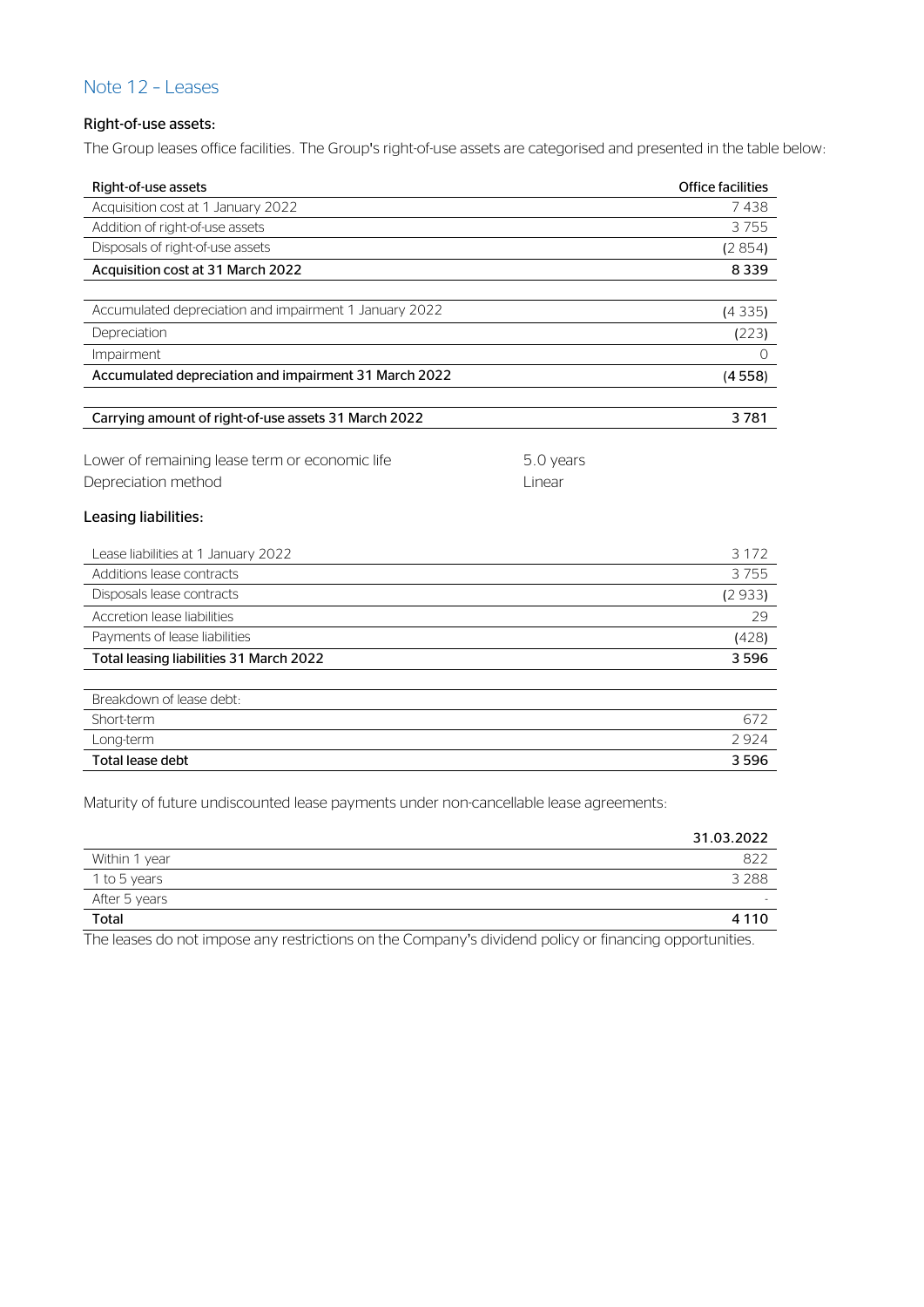## Note 12 - Leases

### Right-of-use assets:

The Group leases office facilities. The Group's right-of-use assets are categorised and presented in the table below:

| Right-of-use assets | Office facilities |
|---|---|
| Acquisition cost at 1 January 2022 | 7 438 |
| Addition of right-of-use assets | 3 755 |
| Disposals of right-of-use assets | (2 854) |
| **Acquisition cost at 31 March 2022** | **8 339** |
| | |
| Accumulated depreciation and impairment 1 January 2022 | (4 335) |
| Depreciation | (223) |
| Impairment | 0 |
| **Accumulated depreciation and impairment 31 March 2022** | **(4 558)** |
| | |
| **Carrying amount of right-of-use assets 31 March 2022** | **3 781** |

| | |
|---|---|
| Lower of remaining lease term or economic life | 5.0 years |
| Depreciation method | Linear |

### Leasing liabilities:

| | |
|---|---|
| Lease liabilities at 1 January 2022 | 3 172 |
| Additions lease contracts | 3 755 |
| Disposals lease contracts | (2 933) |
| Accretion lease liabilities | 29 |
| Payments of lease liabilities | (428) |
| **Total leasing liabilities 31 March 2022** | **3 596** |

| Breakdown of lease debt: | |
|---|---|
| Short-term | 672 |
| Long-term | 2 924 |
| **Total lease debt** | **3 596** |

Maturity of future undiscounted lease payments under non-cancellable lease agreements:

| | 31.03.2022 |
|---|---|
| Within 1 year | 822 |
| 1 to 5 years | 3 288 |
| After 5 years | - |
| **Total** | **4 110** |

The leases do not impose any restrictions on the Company's dividend policy or financing opportunities.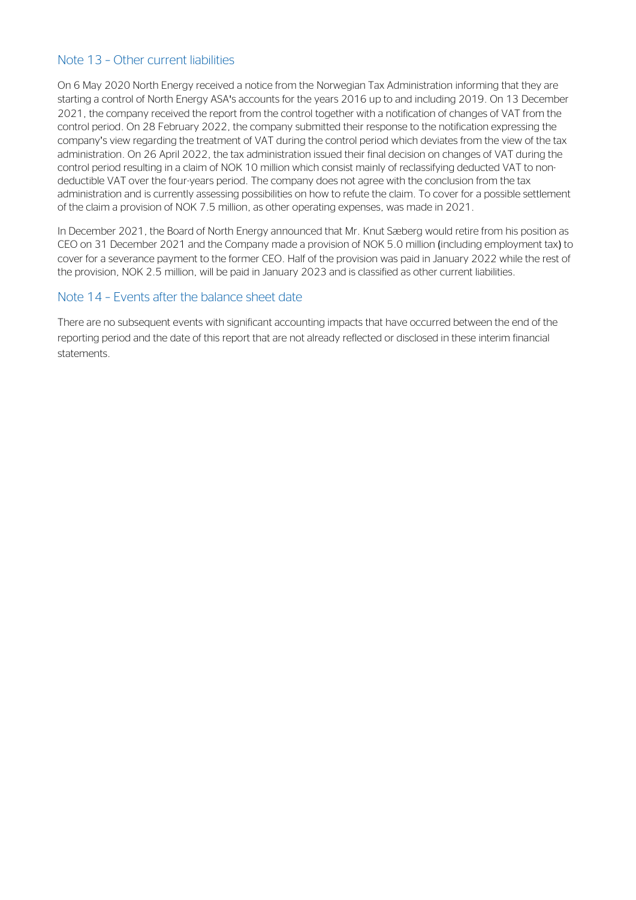## Note 13 - Other current liabilities

On 6 May 2020 North Energy received a notice from the Norwegian Tax Administration informing that they are starting a control of North Energy ASA's accounts for the years 2016 up to and including 2019. On 13 December 2021, the company received the report from the control together with a notification of changes of VAT from the control period. On 28 February 2022, the company submitted their response to the notification expressing the company's view regarding the treatment of VAT during the control period which deviates from the view of the tax administration. On 26 April 2022, the tax administration issued their final decision on changes of VAT during the control period resulting in a claim of NOK 10 million which consist mainly of reclassifying deducted VAT to non-deductible VAT over the four-years period. The company does not agree with the conclusion from the tax administration and is currently assessing possibilities on how to refute the claim. To cover for a possible settlement of the claim a provision of NOK 7.5 million, as other operating expenses, was made in 2021.

In December 2021, the Board of North Energy announced that Mr. Knut Sæberg would retire from his position as CEO on 31 December 2021 and the Company made a provision of NOK 5.0 million (including employment tax) to cover for a severance payment to the former CEO. Half of the provision was paid in January 2022 while the rest of the provision, NOK 2.5 million, will be paid in January 2023 and is classified as other current liabilities.

## Note 14 - Events after the balance sheet date

There are no subsequent events with significant accounting impacts that have occurred between the end of the reporting period and the date of this report that are not already reflected or disclosed in these interim financial statements.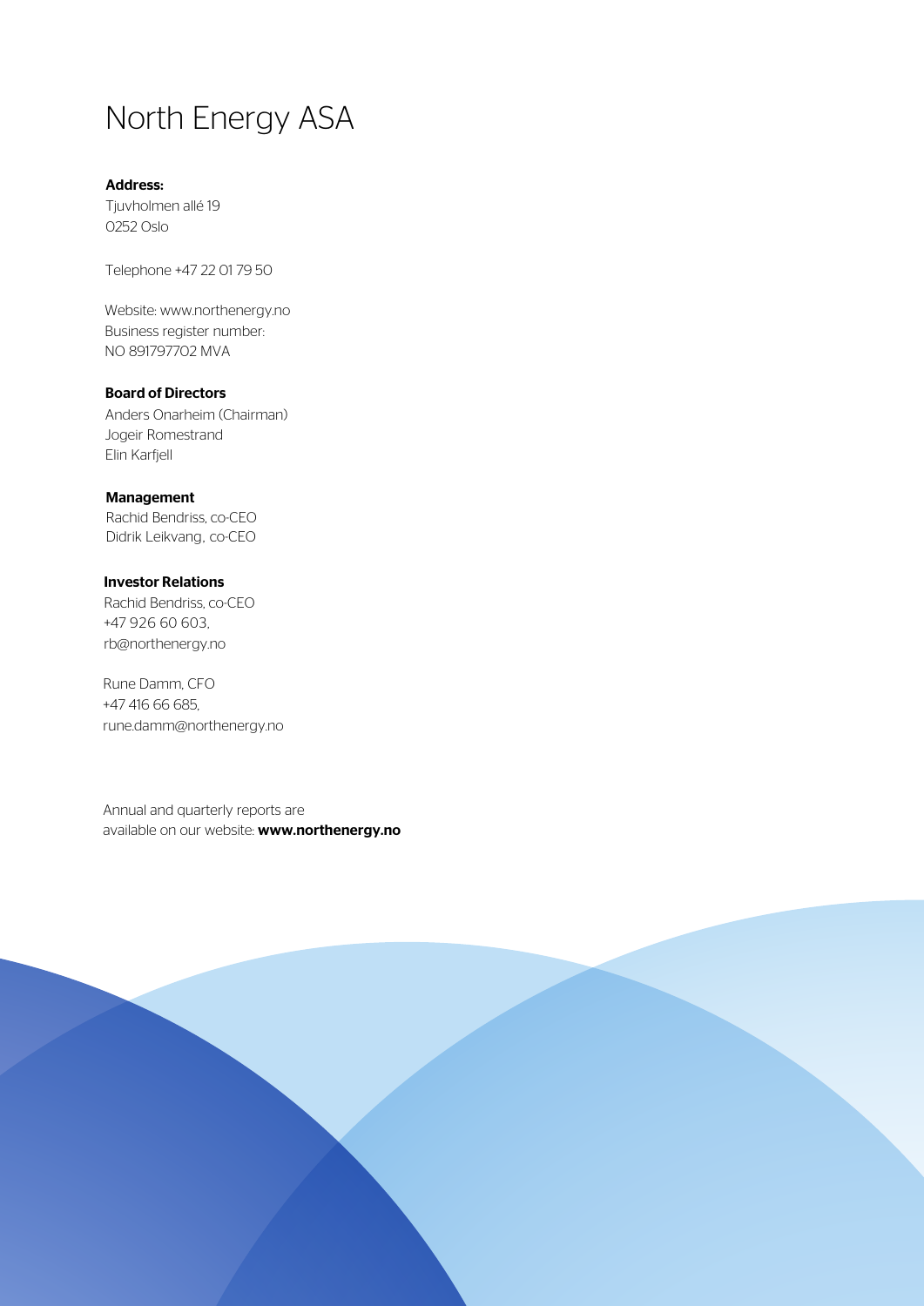# North Energy ASA

**Address:**
Tjuvholmen allé 19
0252 Oslo

Telephone +47 22 01 79 50

Website: www.northenergy.no
Business register number:
NO 891797702 MVA

**Board of Directors**
Anders Onarheim (Chairman)
Jogeir Romestrand
Elin Karfjell

**Management**
Rachid Bendriss, co-CEO
Didrik Leikvang, co-CEO

**Investor Relations**
Rachid Bendriss, co-CEO
+47 926 60 603,
rb@northenergy.no

Rune Damm, CFO
+47 416 66 685,
rune.damm@northenergy.no

Annual and quarterly reports are
available on our website: **www.northenergy.no**